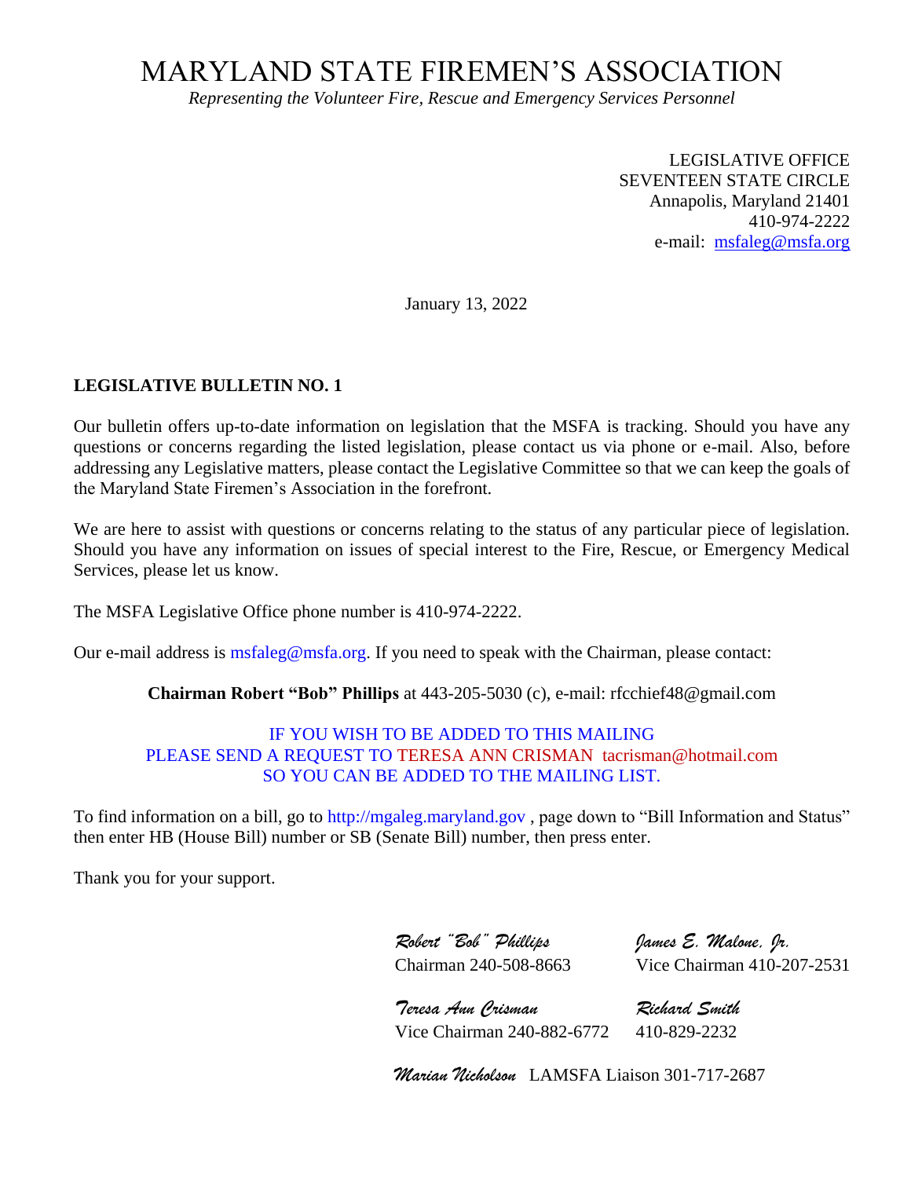# MARYLAND STATE FIREMEN'S ASSOCIATION

*Representing the Volunteer Fire, Rescue and Emergency Services Personnel*

LEGISLATIVE OFFICE
SEVENTEEN STATE CIRCLE
Annapolis, Maryland 21401
410-974-2222
e-mail: msfaleg@msfa.org

January 13, 2022

**LEGISLATIVE BULLETIN NO. 1**

Our bulletin offers up-to-date information on legislation that the MSFA is tracking. Should you have any questions or concerns regarding the listed legislation, please contact us via phone or e-mail. Also, before addressing any Legislative matters, please contact the Legislative Committee so that we can keep the goals of the Maryland State Firemen's Association in the forefront.

We are here to assist with questions or concerns relating to the status of any particular piece of legislation. Should you have any information on issues of special interest to the Fire, Rescue, or Emergency Medical Services, please let us know.

The MSFA Legislative Office phone number is 410-974-2222.

Our e-mail address is msfaleg@msfa.org. If you need to speak with the Chairman, please contact:

**Chairman Robert "Bob" Phillips** at 443-205-5030 (c), e-mail: rfcchief48@gmail.com

IF YOU WISH TO BE ADDED TO THIS MAILING
PLEASE SEND A REQUEST TO TERESA ANN CRISMAN tacrisman@hotmail.com
SO YOU CAN BE ADDED TO THE MAILING LIST.

To find information on a bill, go to http://mgaleg.maryland.gov , page down to "Bill Information and Status" then enter HB (House Bill) number or SB (Senate Bill) number, then press enter.

Thank you for your support.

*Robert "Bob" Phillips*
Chairman 240-508-8663

*James E. Malone, Jr.*
Vice Chairman 410-207-2531

*Teresa Ann Crisman*
Vice Chairman 240-882-6772

*Richard Smith*
410-829-2232

*Marian Nicholson* LAMSFA Liaison 301-717-2687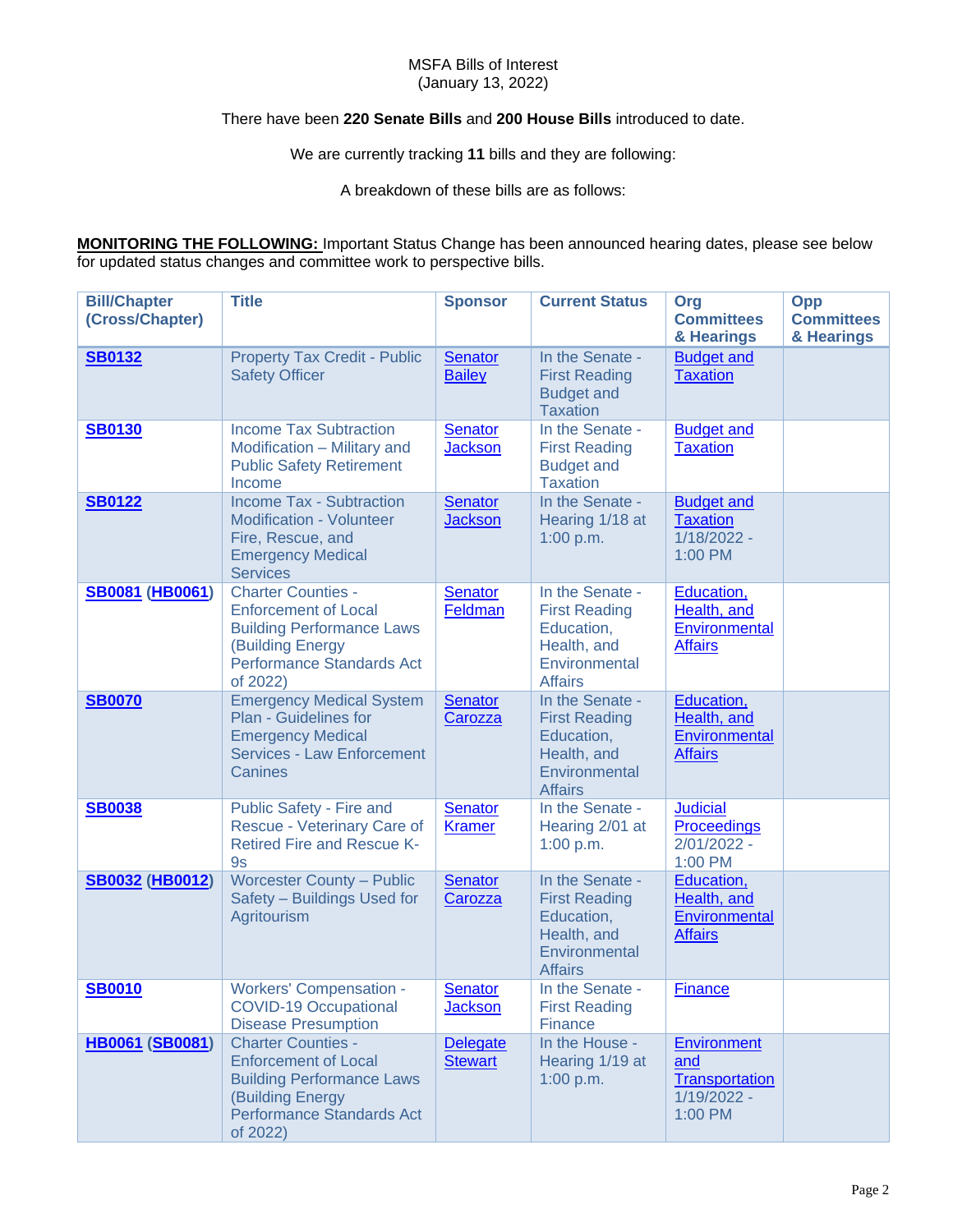MSFA Bills of Interest
(January 13, 2022)

There have been **220 Senate Bills** and **200 House Bills** introduced to date.

We are currently tracking **11** bills and they are following:

A breakdown of these bills are as follows:

**MONITORING THE FOLLOWING:** Important Status Change has been announced hearing dates, please see below for updated status changes and committee work to perspective bills.

| Bill/Chapter (Cross/Chapter) | Title | Sponsor | Current Status | Org Committees & Hearings | Opp Committees & Hearings |
|---|---|---|---|---|---|
| **SB0132** | Property Tax Credit - Public Safety Officer | Senator Bailey | In the Senate - First Reading Budget and Taxation | Budget and Taxation | |
| **SB0130** | Income Tax Subtraction Modification – Military and Public Safety Retirement Income | Senator Jackson | In the Senate - First Reading Budget and Taxation | Budget and Taxation | |
| **SB0122** | Income Tax - Subtraction Modification - Volunteer Fire, Rescue, and Emergency Medical Services | Senator Jackson | In the Senate - Hearing 1/18 at 1:00 p.m. | Budget and Taxation 1/18/2022 - 1:00 PM | |
| **SB0081 (HB0061)** | Charter Counties - Enforcement of Local Building Performance Laws (Building Energy Performance Standards Act of 2022) | Senator Feldman | In the Senate - First Reading Education, Health, and Environmental Affairs | Education, Health, and Environmental Affairs | |
| **SB0070** | Emergency Medical System Plan - Guidelines for Emergency Medical Services - Law Enforcement Canines | Senator Carozza | In the Senate - First Reading Education, Health, and Environmental Affairs | Education, Health, and Environmental Affairs | |
| **SB0038** | Public Safety - Fire and Rescue - Veterinary Care of Retired Fire and Rescue K-9s | Senator Kramer | In the Senate - Hearing 2/01 at 1:00 p.m. | Judicial Proceedings 2/01/2022 - 1:00 PM | |
| **SB0032 (HB0012)** | Worcester County – Public Safety – Buildings Used for Agritourism | Senator Carozza | In the Senate - First Reading Education, Health, and Environmental Affairs | Education, Health, and Environmental Affairs | |
| **SB0010** | Workers' Compensation - COVID-19 Occupational Disease Presumption | Senator Jackson | In the Senate - First Reading Finance | Finance | |
| **HB0061 (SB0081)** | Charter Counties - Enforcement of Local Building Performance Laws (Building Energy Performance Standards Act of 2022) | Delegate Stewart | In the House - Hearing 1/19 at 1:00 p.m. | Environment and Transportation 1/19/2022 - 1:00 PM | |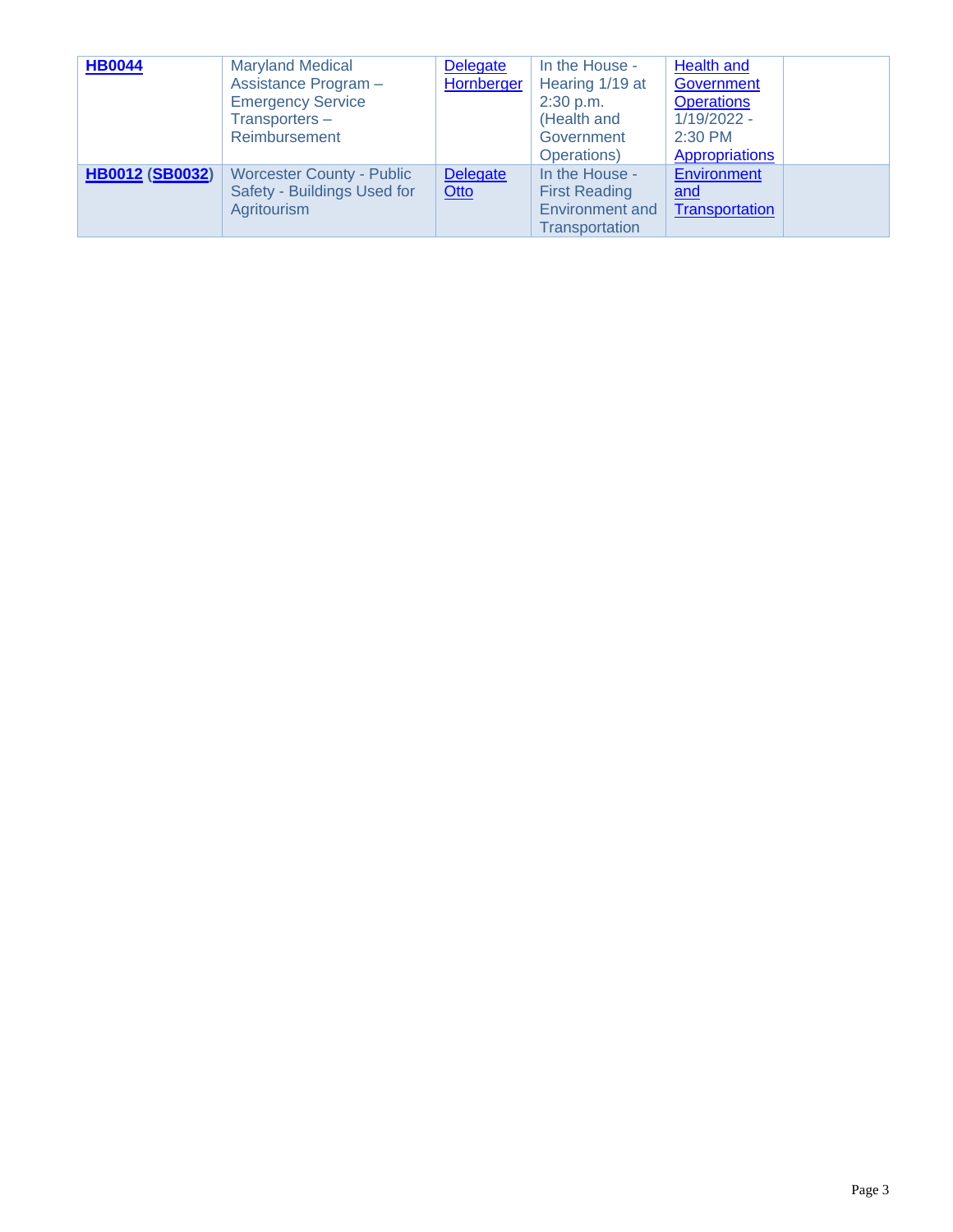| | | | | | |
|---|---|---|---|---|---|
| **HB0044** | Maryland Medical Assistance Program – Emergency Service Transporters – Reimbursement | Delegate Hornberger | In the House - Hearing 1/19 at 2:30 p.m. (Health and Government Operations) | Health and Government Operations 1/19/2022 - 2:30 PM Appropriations | |
| **HB0012** (**SB0032**) | Worcester County - Public Safety - Buildings Used for Agritourism | Delegate Otto | In the House - First Reading Environment and Transportation | Environment and Transportation | |